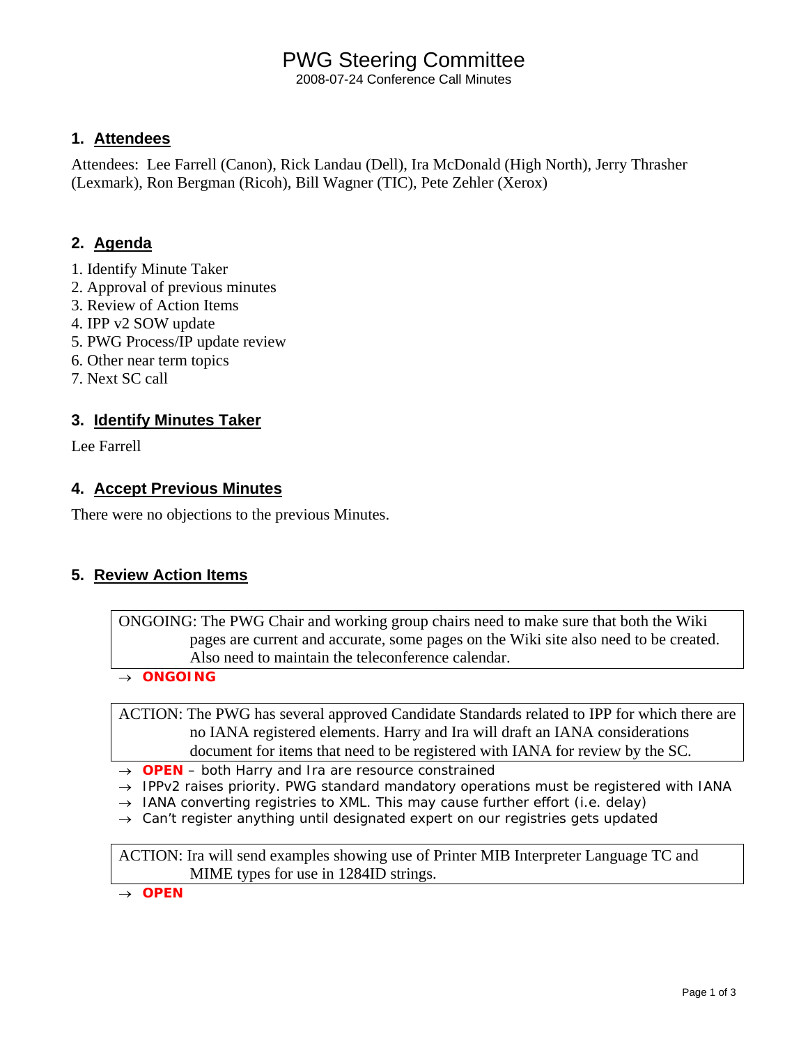# PWG Steering Committee

2008-07-24 Conference Call Minutes

## 1. Attendees

Attendees: Lee Farrell (Canon), Rick Landau (Dell), Ira McDonald (High North), Jerry Thrasher (Lexmark), Ron Bergman (Ricoh), Bill Wagner (TIC), Pete Zehler (Xerox)

## 2. Agenda

1. Identify Minute Taker
2. Approval of previous minutes
3. Review of Action Items
4. IPP v2 SOW update
5. PWG Process/IP update review
6. Other near term topics
7. Next SC call

## 3. Identify Minutes Taker

Lee Farrell

## 4. Accept Previous Minutes

There were no objections to the previous Minutes.

## 5. Review Action Items

ONGOING: The PWG Chair and working group chairs need to make sure that both the Wiki pages are current and accurate, some pages on the Wiki site also need to be created. Also need to maintain the teleconference calendar.

→ **ONGOING**

ACTION: The PWG has several approved Candidate Standards related to IPP for which there are no IANA registered elements. Harry and Ira will draft an IANA considerations document for items that need to be registered with IANA for review by the SC.

→ **OPEN** – both Harry and Ira are resource constrained
→ IPPv2 raises priority. PWG standard mandatory operations must be registered with IANA
→ IANA converting registries to XML. This may cause further effort (i.e. delay)
→ Can't register anything until designated expert on our registries gets updated

ACTION: Ira will send examples showing use of Printer MIB Interpreter Language TC and MIME types for use in 1284ID strings.

→ **OPEN**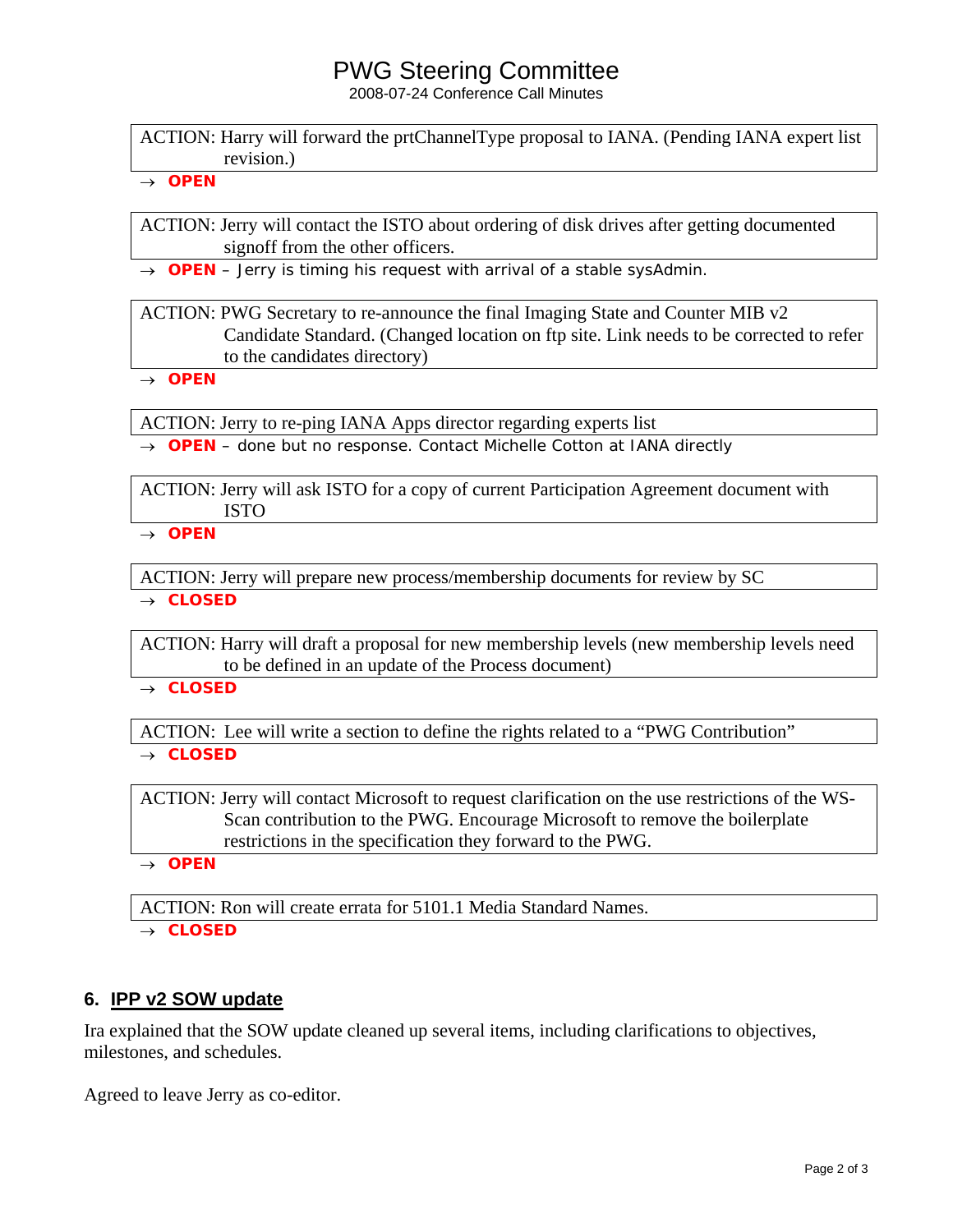ACTION: Harry will forward the prtChannelType proposal to IANA. (Pending IANA expert list revision.)

→ **OPEN**

ACTION: Jerry will contact the ISTO about ordering of disk drives after getting documented signoff from the other officers.

→ **OPEN** – Jerry is timing his request with arrival of a stable sysAdmin.

ACTION: PWG Secretary to re-announce the final Imaging State and Counter MIB v2 Candidate Standard. (Changed location on ftp site. Link needs to be corrected to refer to the candidates directory)

→ **OPEN**

ACTION: Jerry to re-ping IANA Apps director regarding experts list

→ **OPEN** – done but no response. Contact Michelle Cotton at IANA directly

ACTION: Jerry will ask ISTO for a copy of current Participation Agreement document with ISTO

→ **OPEN**

ACTION: Jerry will prepare new process/membership documents for review by SC

→ **CLOSED**

ACTION: Harry will draft a proposal for new membership levels (new membership levels need to be defined in an update of the Process document)

→ **CLOSED**

ACTION: Lee will write a section to define the rights related to a "PWG Contribution"

→ **CLOSED**

ACTION: Jerry will contact Microsoft to request clarification on the use restrictions of the WS-Scan contribution to the PWG. Encourage Microsoft to remove the boilerplate restrictions in the specification they forward to the PWG.

→ **OPEN**

ACTION: Ron will create errata for 5101.1 Media Standard Names.

→ **CLOSED**

## 6. IPP v2 SOW update

Ira explained that the SOW update cleaned up several items, including clarifications to objectives, milestones, and schedules.

Agreed to leave Jerry as co-editor.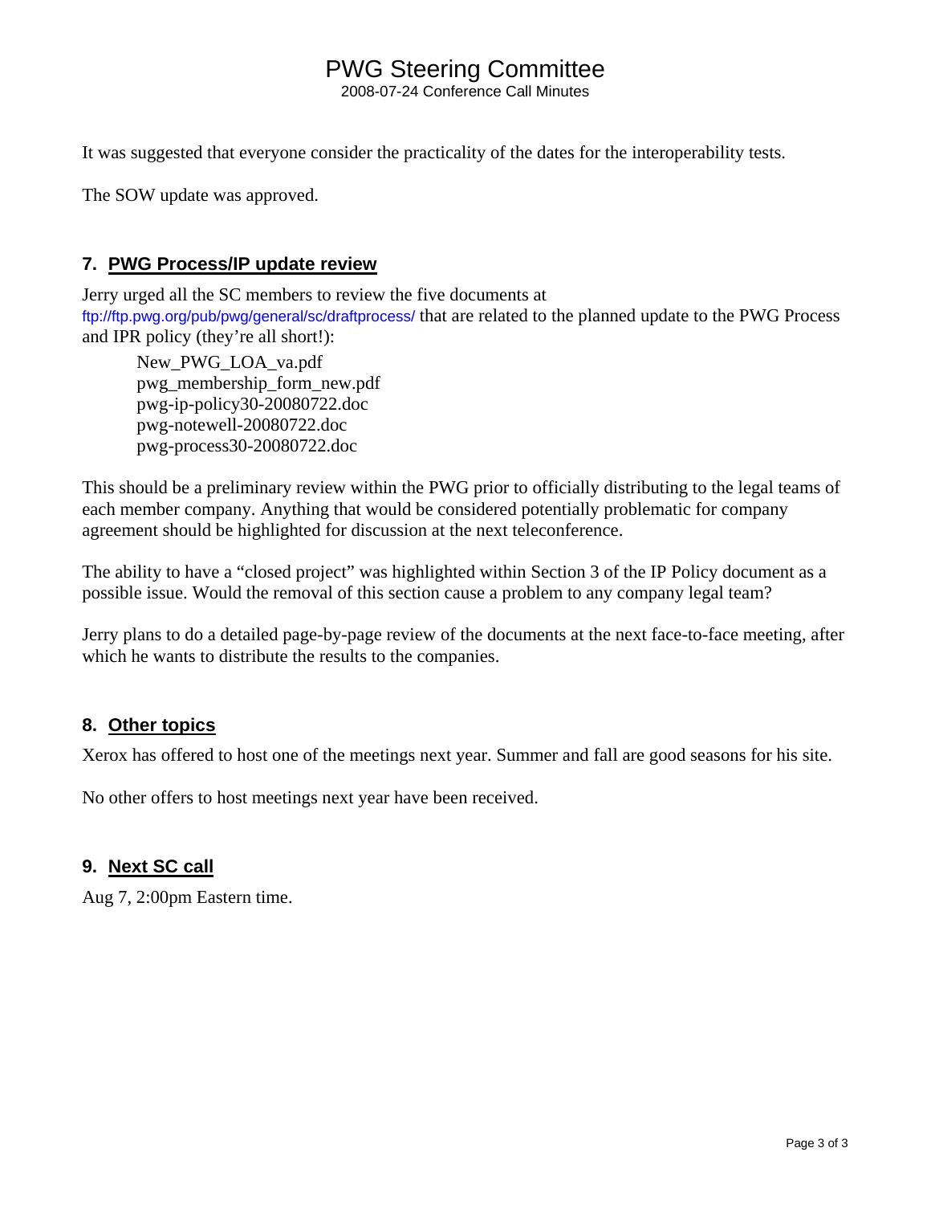It was suggested that everyone consider the practicality of the dates for the interoperability tests.

The SOW update was approved.

## 7. PWG Process/IP update review

Jerry urged all the SC members to review the five documents at ftp://ftp.pwg.org/pub/pwg/general/sc/draftprocess/ that are related to the planned update to the PWG Process and IPR policy (they're all short!):

- New_PWG_LOA_va.pdf
- pwg_membership_form_new.pdf
- pwg-ip-policy30-20080722.doc
- pwg-notewell-20080722.doc
- pwg-process30-20080722.doc

This should be a preliminary review within the PWG prior to officially distributing to the legal teams of each member company. Anything that would be considered potentially problematic for company agreement should be highlighted for discussion at the next teleconference.

The ability to have a "closed project" was highlighted within Section 3 of the IP Policy document as a possible issue. Would the removal of this section cause a problem to any company legal team?

Jerry plans to do a detailed page-by-page review of the documents at the next face-to-face meeting, after which he wants to distribute the results to the companies.

## 8. Other topics

Xerox has offered to host one of the meetings next year. Summer and fall are good seasons for his site.

No other offers to host meetings next year have been received.

## 9. Next SC call

Aug 7, 2:00pm Eastern time.